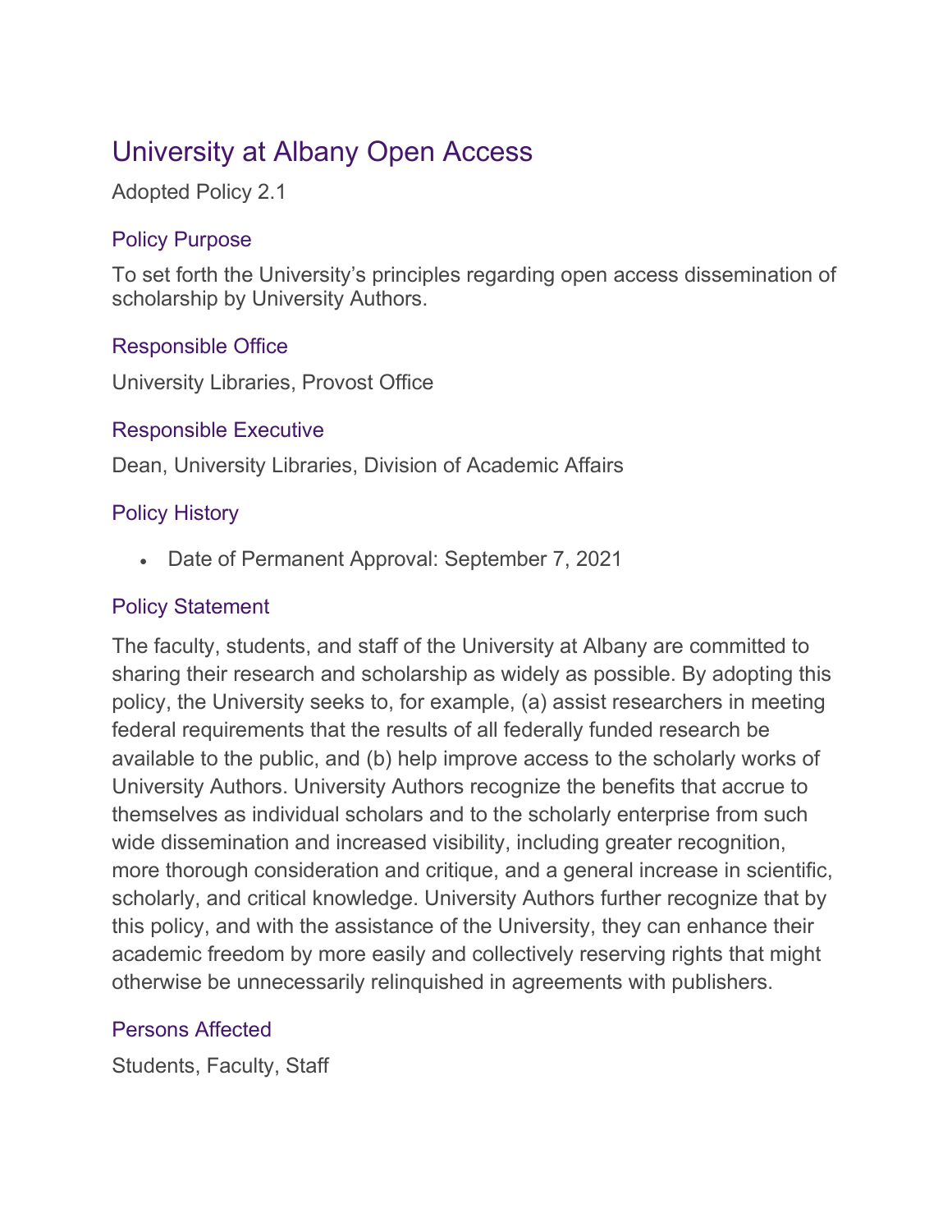# University at Albany Open Access

Adopted Policy 2.1

## Policy Purpose

To set forth the University's principles regarding open access dissemination of scholarship by University Authors.

## Responsible Office

University Libraries, Provost Office

## Responsible Executive

Dean, University Libraries, Division of Academic Affairs

## Policy History

- Date of Permanent Approval: September 7, 2021

## Policy Statement

The faculty, students, and staff of the University at Albany are committed to sharing their research and scholarship as widely as possible. By adopting this policy, the University seeks to, for example, (a) assist researchers in meeting federal requirements that the results of all federally funded research be available to the public, and (b) help improve access to the scholarly works of University Authors. University Authors recognize the benefits that accrue to themselves as individual scholars and to the scholarly enterprise from such wide dissemination and increased visibility, including greater recognition, more thorough consideration and critique, and a general increase in scientific, scholarly, and critical knowledge. University Authors further recognize that by this policy, and with the assistance of the University, they can enhance their academic freedom by more easily and collectively reserving rights that might otherwise be unnecessarily relinquished in agreements with publishers.

## Persons Affected

Students, Faculty, Staff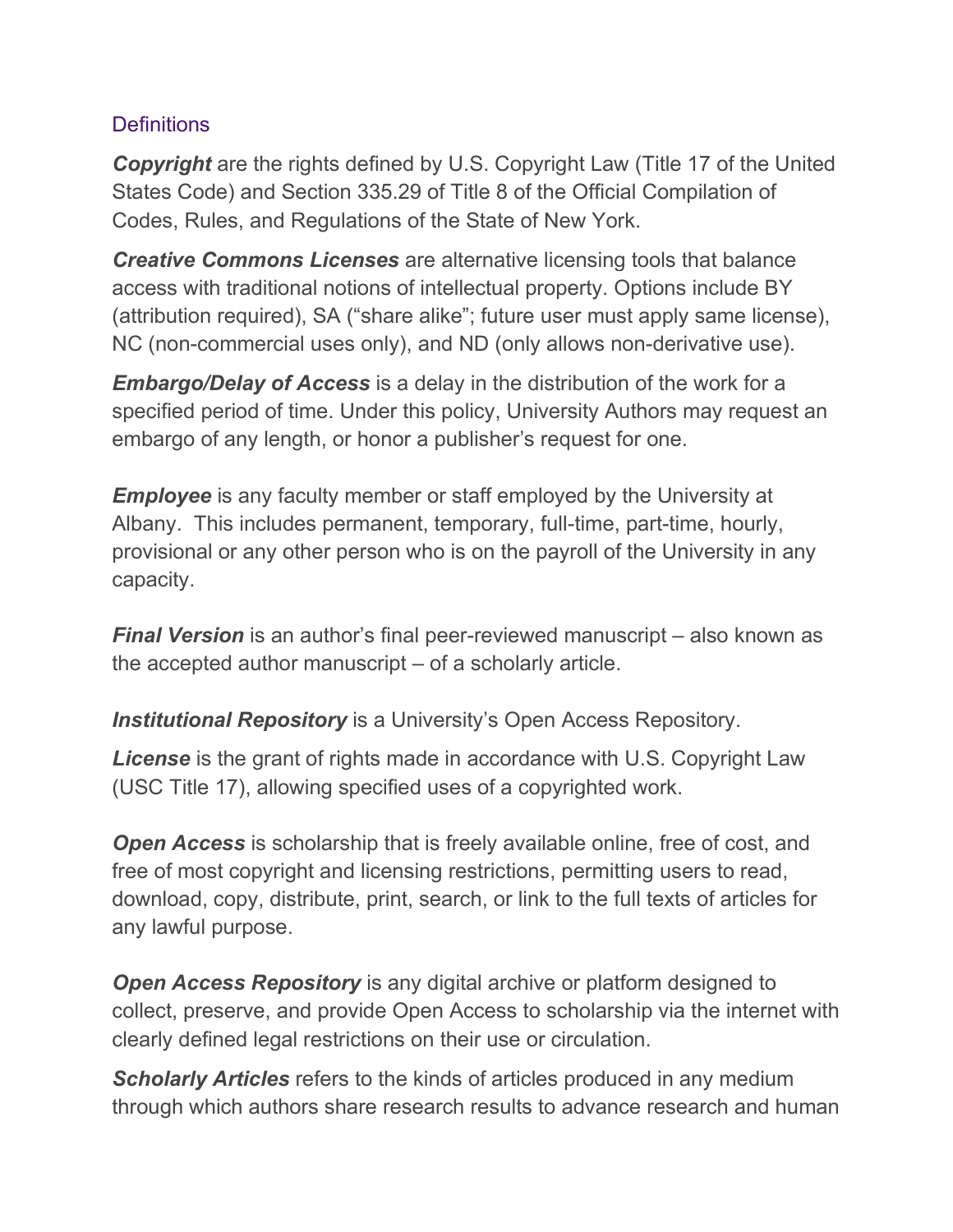## Definitions

***Copyright*** are the rights defined by U.S. Copyright Law (Title 17 of the United States Code) and Section 335.29 of Title 8 of the Official Compilation of Codes, Rules, and Regulations of the State of New York.

***Creative Commons Licenses*** are alternative licensing tools that balance access with traditional notions of intellectual property. Options include BY (attribution required), SA ("share alike"; future user must apply same license), NC (non-commercial uses only), and ND (only allows non-derivative use).

***Embargo/Delay of Access*** is a delay in the distribution of the work for a specified period of time. Under this policy, University Authors may request an embargo of any length, or honor a publisher's request for one.

***Employee*** is any faculty member or staff employed by the University at Albany. This includes permanent, temporary, full-time, part-time, hourly, provisional or any other person who is on the payroll of the University in any capacity.

***Final Version*** is an author's final peer-reviewed manuscript – also known as the accepted author manuscript – of a scholarly article.

***Institutional Repository*** is a University's Open Access Repository.

***License*** is the grant of rights made in accordance with U.S. Copyright Law (USC Title 17), allowing specified uses of a copyrighted work.

***Open Access*** is scholarship that is freely available online, free of cost, and free of most copyright and licensing restrictions, permitting users to read, download, copy, distribute, print, search, or link to the full texts of articles for any lawful purpose.

***Open Access Repository*** is any digital archive or platform designed to collect, preserve, and provide Open Access to scholarship via the internet with clearly defined legal restrictions on their use or circulation.

***Scholarly Articles*** refers to the kinds of articles produced in any medium through which authors share research results to advance research and human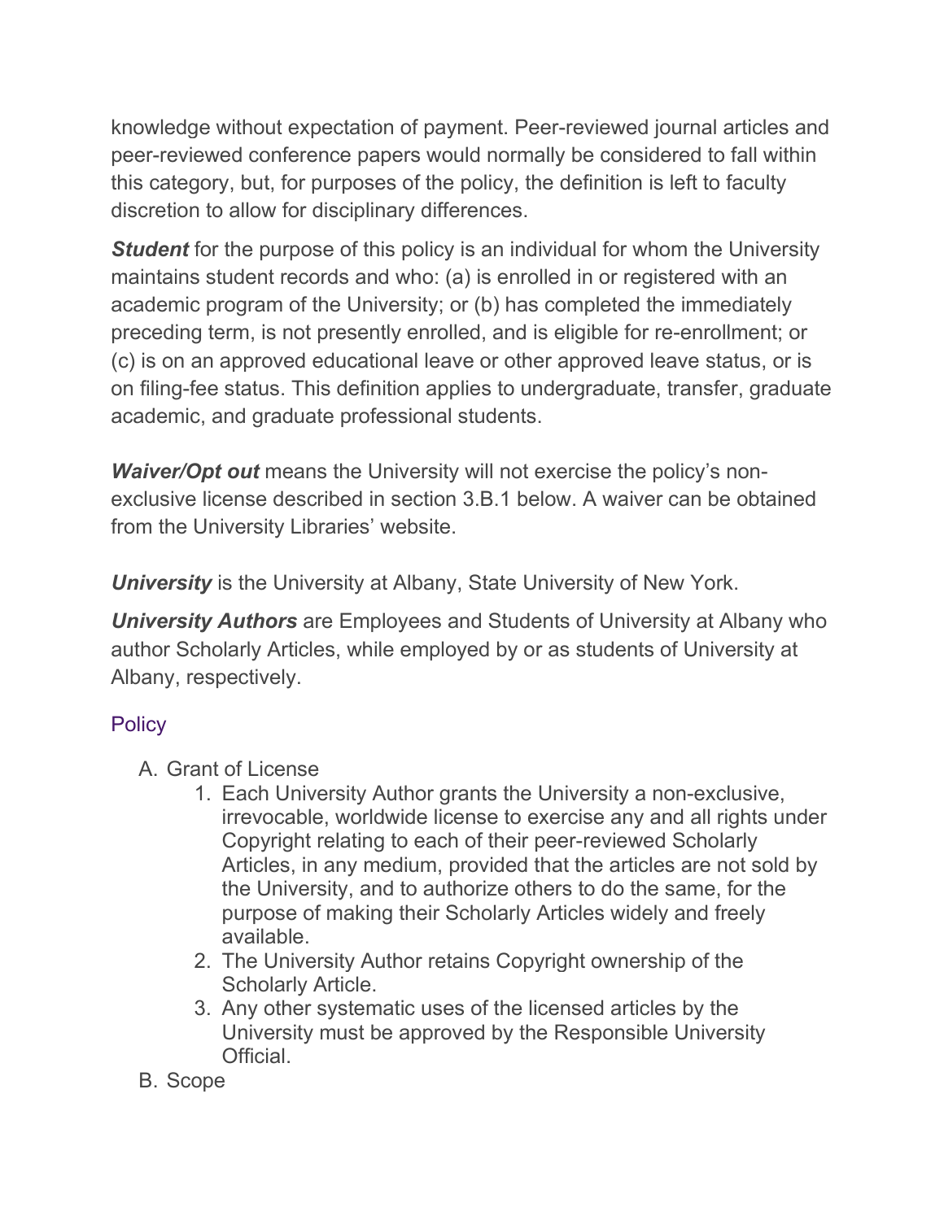knowledge without expectation of payment. Peer-reviewed journal articles and peer-reviewed conference papers would normally be considered to fall within this category, but, for purposes of the policy, the definition is left to faculty discretion to allow for disciplinary differences.

***Student*** for the purpose of this policy is an individual for whom the University maintains student records and who: (a) is enrolled in or registered with an academic program of the University; or (b) has completed the immediately preceding term, is not presently enrolled, and is eligible for re-enrollment; or (c) is on an approved educational leave or other approved leave status, or is on filing-fee status. This definition applies to undergraduate, transfer, graduate academic, and graduate professional students.

***Waiver/Opt out*** means the University will not exercise the policy's non-exclusive license described in section 3.B.1 below. A waiver can be obtained from the University Libraries' website.

***University*** is the University at Albany, State University of New York.

***University Authors*** are Employees and Students of University at Albany who author Scholarly Articles, while employed by or as students of University at Albany, respectively.

## Policy

A. Grant of License
    1. Each University Author grants the University a non-exclusive, irrevocable, worldwide license to exercise any and all rights under Copyright relating to each of their peer-reviewed Scholarly Articles, in any medium, provided that the articles are not sold by the University, and to authorize others to do the same, for the purpose of making their Scholarly Articles widely and freely available.
    2. The University Author retains Copyright ownership of the Scholarly Article.
    3. Any other systematic uses of the licensed articles by the University must be approved by the Responsible University Official.

B. Scope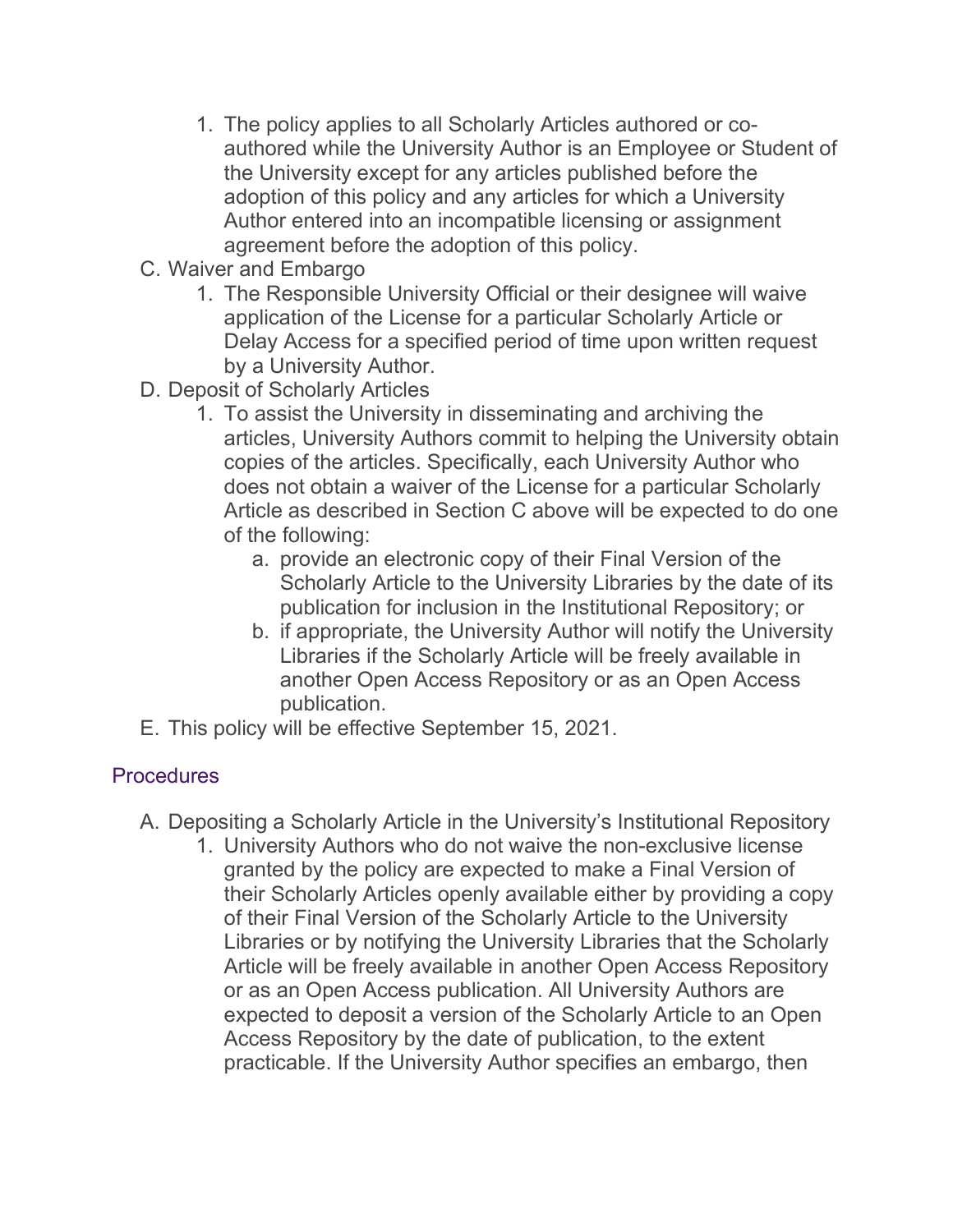1. The policy applies to all Scholarly Articles authored or co-authored while the University Author is an Employee or Student of the University except for any articles published before the adoption of this policy and any articles for which a University Author entered into an incompatible licensing or assignment agreement before the adoption of this policy.

C. Waiver and Embargo
   1. The Responsible University Official or their designee will waive application of the License for a particular Scholarly Article or Delay Access for a specified period of time upon written request by a University Author.

D. Deposit of Scholarly Articles
   1. To assist the University in disseminating and archiving the articles, University Authors commit to helping the University obtain copies of the articles. Specifically, each University Author who does not obtain a waiver of the License for a particular Scholarly Article as described in Section C above will be expected to do one of the following:
      a. provide an electronic copy of their Final Version of the Scholarly Article to the University Libraries by the date of its publication for inclusion in the Institutional Repository; or
      b. if appropriate, the University Author will notify the University Libraries if the Scholarly Article will be freely available in another Open Access Repository or as an Open Access publication.

E. This policy will be effective September 15, 2021.

## Procedures

A. Depositing a Scholarly Article in the University's Institutional Repository
   1. University Authors who do not waive the non-exclusive license granted by the policy are expected to make a Final Version of their Scholarly Articles openly available either by providing a copy of their Final Version of the Scholarly Article to the University Libraries or by notifying the University Libraries that the Scholarly Article will be freely available in another Open Access Repository or as an Open Access publication. All University Authors are expected to deposit a version of the Scholarly Article to an Open Access Repository by the date of publication, to the extent practicable. If the University Author specifies an embargo, then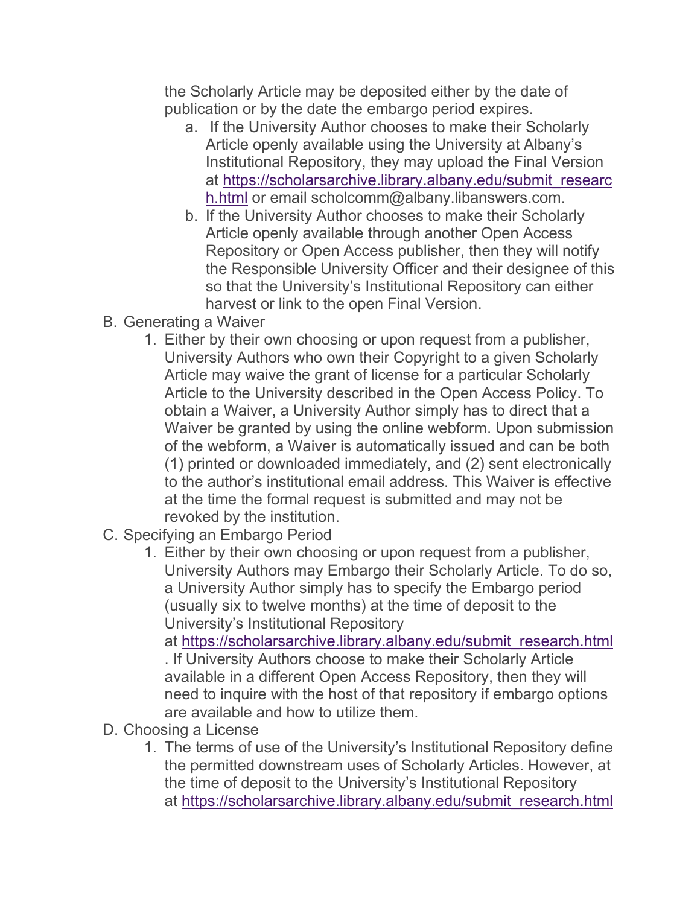the Scholarly Article may be deposited either by the date of publication or by the date the embargo period expires.

   a. If the University Author chooses to make their Scholarly Article openly available using the University at Albany's Institutional Repository, they may upload the Final Version at https://scholarsarchive.library.albany.edu/submit_research.html or email scholcomm@albany.libanswers.com.
   b. If the University Author chooses to make their Scholarly Article openly available through another Open Access Repository or Open Access publisher, then they will notify the Responsible University Officer and their designee of this so that the University's Institutional Repository can either harvest or link to the open Final Version.

B. Generating a Waiver
   1. Either by their own choosing or upon request from a publisher, University Authors who own their Copyright to a given Scholarly Article may waive the grant of license for a particular Scholarly Article to the University described in the Open Access Policy. To obtain a Waiver, a University Author simply has to direct that a Waiver be granted by using the online webform. Upon submission of the webform, a Waiver is automatically issued and can be both (1) printed or downloaded immediately, and (2) sent electronically to the author's institutional email address. This Waiver is effective at the time the formal request is submitted and may not be revoked by the institution.

C. Specifying an Embargo Period
   1. Either by their own choosing or upon request from a publisher, University Authors may Embargo their Scholarly Article. To do so, a University Author simply has to specify the Embargo period (usually six to twelve months) at the time of deposit to the University's Institutional Repository at https://scholarsarchive.library.albany.edu/submit_research.html. If University Authors choose to make their Scholarly Article available in a different Open Access Repository, then they will need to inquire with the host of that repository if embargo options are available and how to utilize them.

D. Choosing a License
   1. The terms of use of the University's Institutional Repository define the permitted downstream uses of Scholarly Articles. However, at the time of deposit to the University's Institutional Repository at https://scholarsarchive.library.albany.edu/submit_research.html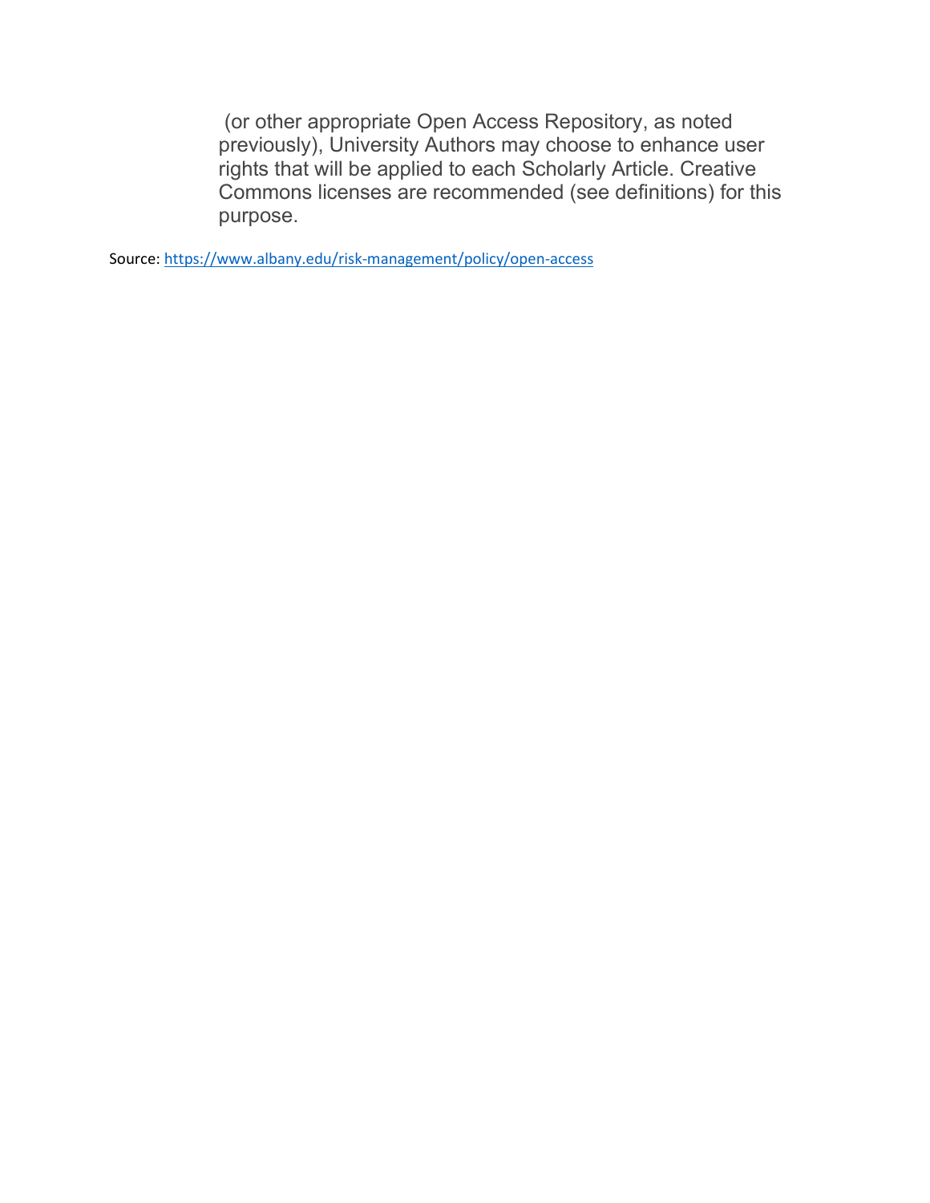(or other appropriate Open Access Repository, as noted previously), University Authors may choose to enhance user rights that will be applied to each Scholarly Article. Creative Commons licenses are recommended (see definitions) for this purpose.

Source: https://www.albany.edu/risk-management/policy/open-access